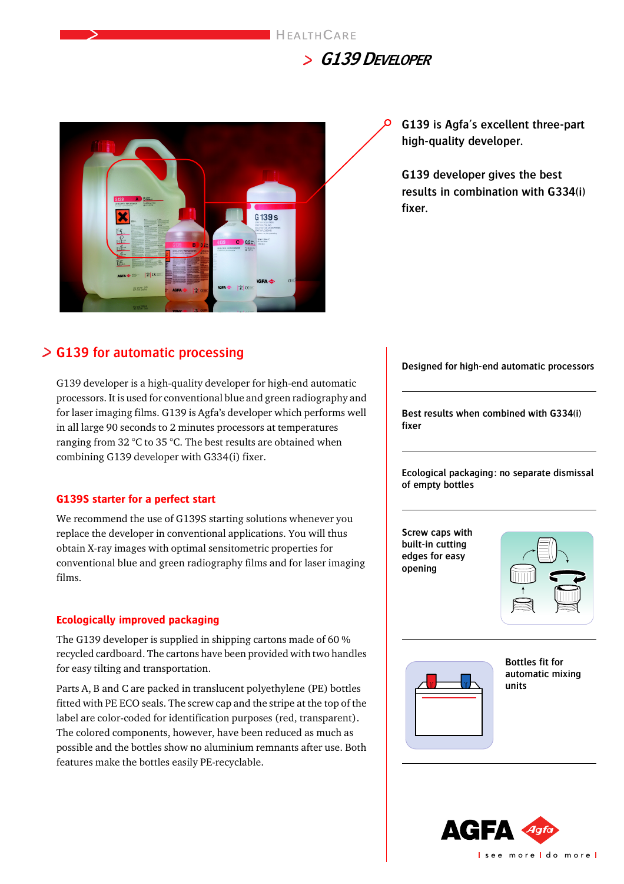HealthCare

# G139 Developer

G139 is Agfa's excellent three-part high-quality developer.

G139 developer gives the best results in combination with G334(i) fixer.

## G139 for automatic processing

G139 developer is a high-quality developer for high-end automatic processors. It is used for conventional blue and green radiography and for laser imaging films. G139 is Agfa's developer which performs well in all large 90 seconds to 2 minutes processors at temperatures ranging from 32 °C to 35 °C. The best results are obtained when combining G139 developer with G334(i) fixer.

### G139S starter for a perfect start

We recommend the use of G139S starting solutions whenever you replace the developer in conventional applications. You will thus obtain X-ray images with optimal sensitometric properties for conventional blue and green radiography films and for laser imaging films.

### Ecologically improved packaging

The G139 developer is supplied in shipping cartons made of 60 % recycled cardboard. The cartons have been provided with two handles for easy tilting and transportation.

Parts A, B and C are packed in translucent polyethylene (PE) bottles fitted with PE ECO seals. The screw cap and the stripe at the top of the label are color-coded for identification purposes (red, transparent). The colored components, however, have been reduced as much as possible and the bottles show no aluminium remnants after use. Both features make the bottles easily PE-recyclable.

**Designed for high-end automatic processors**

**Best results when combined with G334(i) fixer**

**Ecological packaging: no separate dismissal of empty bottles**

**Screw caps with built-in cutting edges for easy opening**

**Bottles fit for automatic mixing units**

AGFA

see more | do more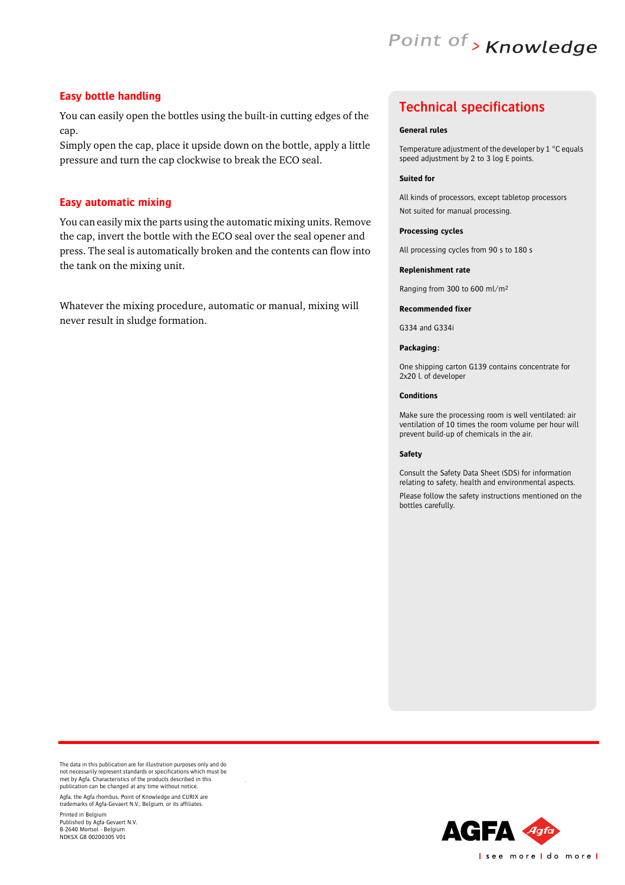## Easy bottle handling

You can easily open the bottles using the built-in cutting edges of the cap.

Simply open the cap, place it upside down on the bottle, apply a little pressure and turn the cap clockwise to break the ECO seal.

## Easy automatic mixing

You can easily mix the parts using the automatic mixing units. Remove the cap, invert the bottle with the ECO seal over the seal opener and press. The seal is automatically broken and the contents can flow into the tank on the mixing unit.

Whatever the mixing procedure, automatic or manual, mixing will never result in sludge formation.

## Technical specifications

**General rules**

Temperature adjustment of the developer by 1 °C equals speed adjustment by 2 to 3 log E points.

**Suited for**

All kinds of processors, except tabletop processors

Not suited for manual processing.

**Processing cycles**

All processing cycles from 90 s to 180 s

**Replenishment rate**

Ranging from 300 to 600 ml/m²

**Recommended fixer**

G334 and G334i

**Packaging:**

One shipping carton G139 contains concentrate for 2x20 l. of developer

**Conditions**

Make sure the processing room is well ventilated: air ventilation of 10 times the room volume per hour will prevent build-up of chemicals in the air.

**Safety**

Consult the Safety Data Sheet (SDS) for information relating to safety, health and environmental aspects.

Please follow the safety instructions mentioned on the bottles carefully.

---

The data in this publication are for illustration purposes only and do not necessarily represent standards or specifications which must be met by Agfa. Characteristics of the products described in this publication can be changed at any time without notice.

Agfa, the Agfa rhombus, Point of Knowledge and CURIX are trademarks of Agfa-Gevaert N.V., Belgium, or its affiliates.

Printed in Belgium
Published by Agfa-Gevaert N.V.
B-2640 Mortsel - Belgium
NDKSX GB 00200305 V01